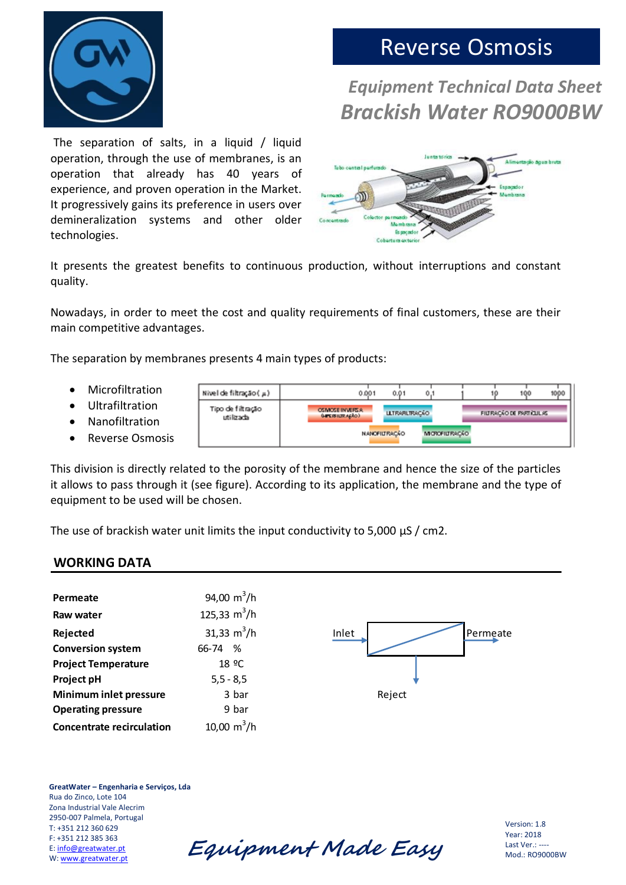# Reverse Osmosis

## *Equipment Technical Data Sheet*

## *Brackish Water RO9000BW*

The separation of salts, in a liquid / liquid operation, through the use of membranes, is an operation that already has 40 years of experience, and proven operation in the Market. It progressively gains its preference in users over demineralization systems and other older technologies.

It presents the greatest benefits to continuous production, without interruptions and constant quality.

Nowadays, in order to meet the cost and quality requirements of final customers, these are their main competitive advantages.

The separation by membranes presents 4 main types of products:

- Microfiltration
- Ultrafiltration
- Nanofiltration
- Reverse Osmosis

This division is directly related to the porosity of the membrane and hence the size of the particles it allows to pass through it (see figure). According to its application, the membrane and the type of equipment to be used will be chosen.

The use of brackish water unit limits the input conductivity to 5,000 µS / cm2.

## WORKING DATA

| | |
|---|---|
| **Permeate** | 94,00 $m^3/h$ |
| **Raw water** | 125,33 $m^3/h$ |
| **Rejected** | 31,33 $m^3/h$ |
| **Conversion system** | 66-74 % |
| **Project Temperature** | 18 ºC |
| **Project pH** | 5,5 - 8,5 |
| **Minimum inlet pressure** | 3 bar |
| **Operating pressure** | 9 bar |
| **Concentrate recirculation** | 10,00 $m^3/h$ |

Inlet — Permeate — Reject

**GreatWater – Engenharia e Serviços, Lda**
Rua do Zinco, Lote 104
Zona Industrial Vale Alecrim
2950-007 Palmela, Portugal
T: +351 212 360 629
F: +351 212 385 363
E: info@greatwater.pt
W: www.greatwater.pt

*Equipment Made Easy*

Version: 1.8
Year: 2018
Last Ver.: ----
Mod.: RO9000BW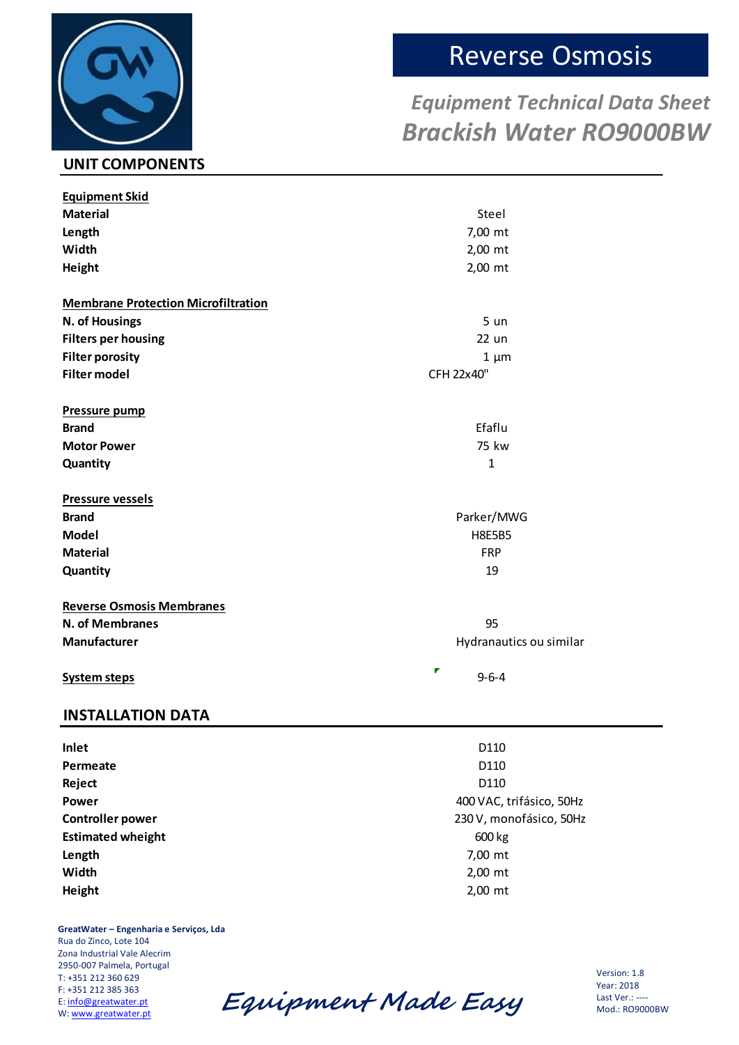# Reverse Osmosis

*Equipment Technical Data Sheet*

## *Brackish Water RO9000BW*

## UNIT COMPONENTS

| | |
|---|---|
| **Equipment Skid** | |
| **Material** | Steel |
| **Length** | 7,00 mt |
| **Width** | 2,00 mt |
| **Height** | 2,00 mt |
| | |
| **Membrane Protection Microfiltration** | |
| **N. of Housings** | 5 un |
| **Filters per housing** | 22 un |
| **Filter porosity** | 1 µm |
| **Filter model** | CFH 22x40" |
| | |
| **Pressure pump** | |
| **Brand** | Efaflu |
| **Motor Power** | 75 kw |
| **Quantity** | 1 |
| | |
| **Pressure vessels** | |
| **Brand** | Parker/MWG |
| **Model** | H8E5B5 |
| **Material** | FRP |
| **Quantity** | 19 |
| | |
| **Reverse Osmosis Membranes** | |
| **N. of Membranes** | 95 |
| **Manufacturer** | Hydranautics ou similar |
| | |
| **System steps** | 9-6-4 |

## INSTALLATION DATA

| | |
|---|---|
| **Inlet** | D110 |
| **Permeate** | D110 |
| **Reject** | D110 |
| **Power** | 400 VAC, trifásico, 50Hz |
| **Controller power** | 230 V, monofásico, 50Hz |
| **Estimated wheight** | 600 kg |
| **Length** | 7,00 mt |
| **Width** | 2,00 mt |
| **Height** | 2,00 mt |

**GreatWater – Engenharia e Serviços, Lda**
Rua do Zinco, Lote 104
Zona Industrial Vale Alecrim
2950-007 Palmela, Portugal
T: +351 212 360 629
F: +351 212 385 363
E: info@greatwater.pt
W: www.greatwater.pt

*Equipment Made Easy*

Version: 1.8
Year: 2018
Last Ver.: ----
Mod.: RO9000BW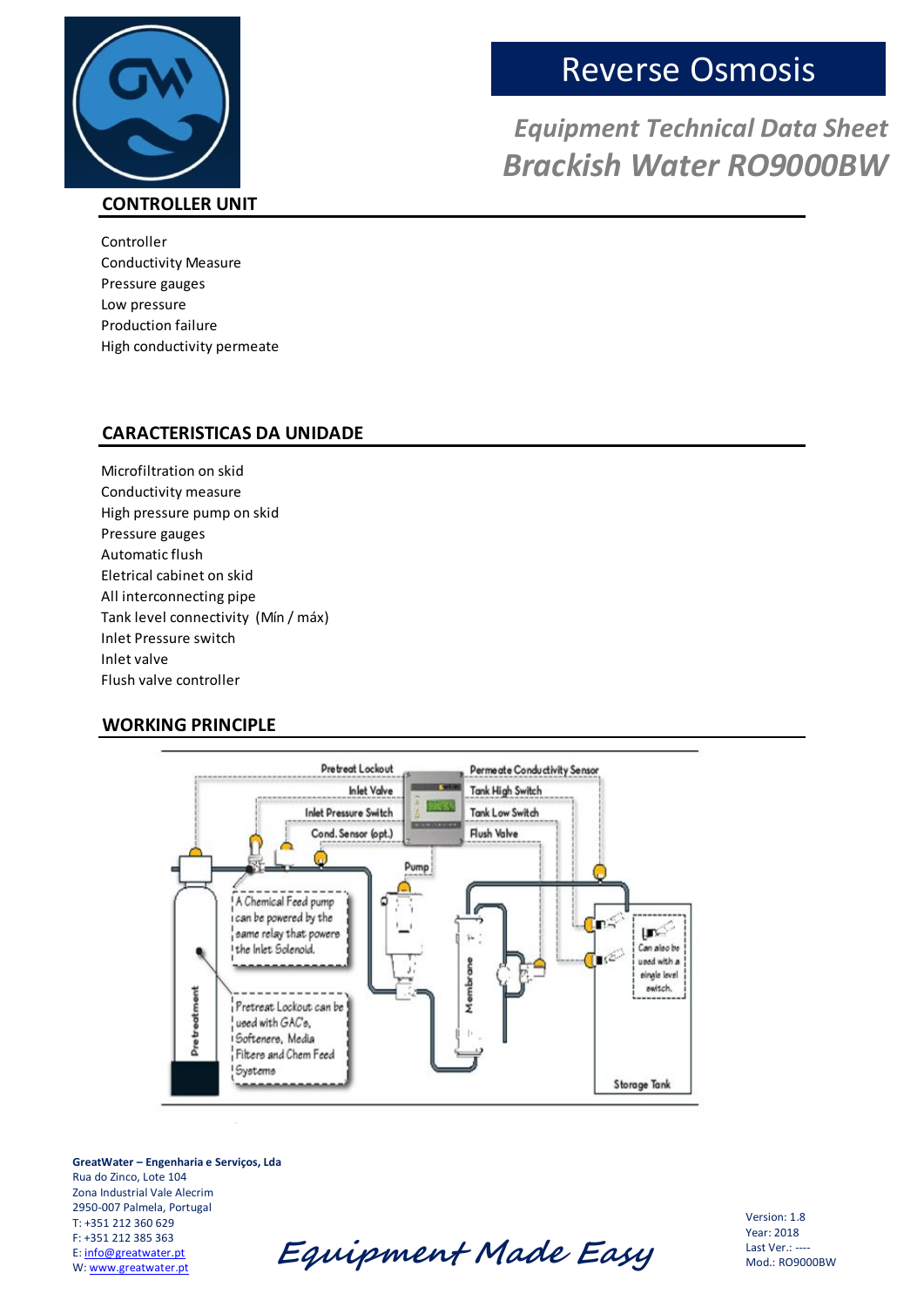# Reverse Osmosis

*Equipment Technical Data Sheet*

***Brackish Water RO9000BW***

## CONTROLLER UNIT

Controller
Conductivity Measure
Pressure gauges
Low pressure
Production failure
High conductivity permeate

## CARACTERISTICAS DA UNIDADE

Microfiltration on skid
Conductivity measure
High pressure pump on skid
Pressure gauges
Automatic flush
Eletrical cabinet on skid
All interconnecting pipe
Tank level connectivity (Mín / máx)
Inlet Pressure switch
Inlet valve
Flush valve controller

## WORKING PRINCIPLE

Pretreat Lockout
Inlet Valve
Inlet Pressure Switch
Cond. Sensor (opt.)
Permeate Conductivity Sensor
Tank High Switch
Tank Low Switch
Flush Valve
Pump
A Chemical Feed pump can be powered by the same relay that powers the Inlet Solenoid.
Pretreat Lockout can be used with GAC's, Softeners, Media Filters and Chem Feed Systems
Pretreatment
Membrane
Can also be used with a single level switch.
Storage Tank

**GreatWater – Engenharia e Serviços, Lda**
Rua do Zinco, Lote 104
Zona Industrial Vale Alecrim
2950-007 Palmela, Portugal
T: +351 212 360 629
F: +351 212 385 363
E: info@greatwater.pt
W: www.greatwater.pt

*Equipment Made Easy*

Version: 1.8
Year: 2018
Last Ver.: ----
Mod.: RO9000BW